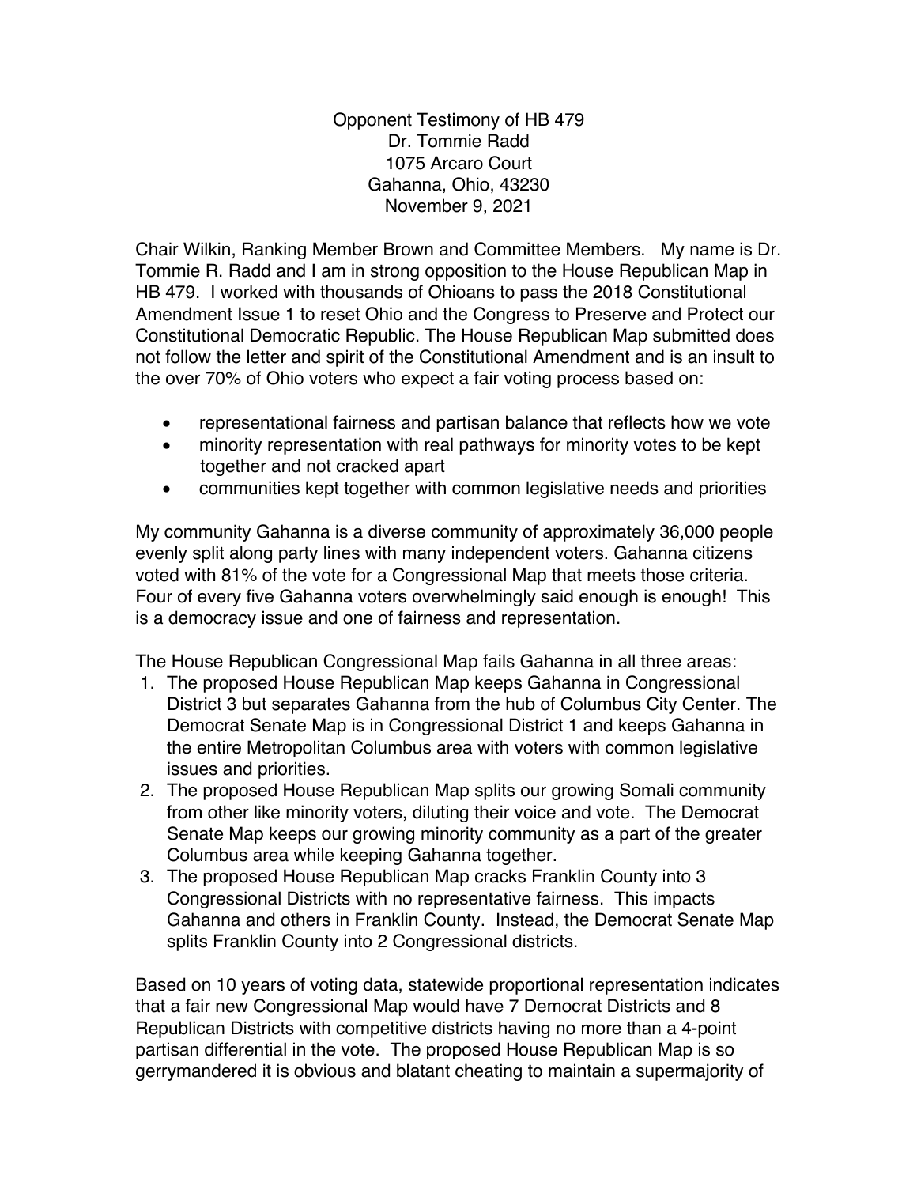Opponent Testimony of HB 479
Dr. Tommie Radd
1075 Arcaro Court
Gahanna, Ohio, 43230
November 9, 2021

Chair Wilkin, Ranking Member Brown and Committee Members. My name is Dr. Tommie R. Radd and I am in strong opposition to the House Republican Map in HB 479. I worked with thousands of Ohioans to pass the 2018 Constitutional Amendment Issue 1 to reset Ohio and the Congress to Preserve and Protect our Constitutional Democratic Republic. The House Republican Map submitted does not follow the letter and spirit of the Constitutional Amendment and is an insult to the over 70% of Ohio voters who expect a fair voting process based on:

- representational fairness and partisan balance that reflects how we vote
- minority representation with real pathways for minority votes to be kept together and not cracked apart
- communities kept together with common legislative needs and priorities

My community Gahanna is a diverse community of approximately 36,000 people evenly split along party lines with many independent voters. Gahanna citizens voted with 81% of the vote for a Congressional Map that meets those criteria. Four of every five Gahanna voters overwhelmingly said enough is enough! This is a democracy issue and one of fairness and representation.

The House Republican Congressional Map fails Gahanna in all three areas:

1. The proposed House Republican Map keeps Gahanna in Congressional District 3 but separates Gahanna from the hub of Columbus City Center. The Democrat Senate Map is in Congressional District 1 and keeps Gahanna in the entire Metropolitan Columbus area with voters with common legislative issues and priorities.
2. The proposed House Republican Map splits our growing Somali community from other like minority voters, diluting their voice and vote. The Democrat Senate Map keeps our growing minority community as a part of the greater Columbus area while keeping Gahanna together.
3. The proposed House Republican Map cracks Franklin County into 3 Congressional Districts with no representative fairness. This impacts Gahanna and others in Franklin County. Instead, the Democrat Senate Map splits Franklin County into 2 Congressional districts.

Based on 10 years of voting data, statewide proportional representation indicates that a fair new Congressional Map would have 7 Democrat Districts and 8 Republican Districts with competitive districts having no more than a 4-point partisan differential in the vote. The proposed House Republican Map is so gerrymandered it is obvious and blatant cheating to maintain a supermajority of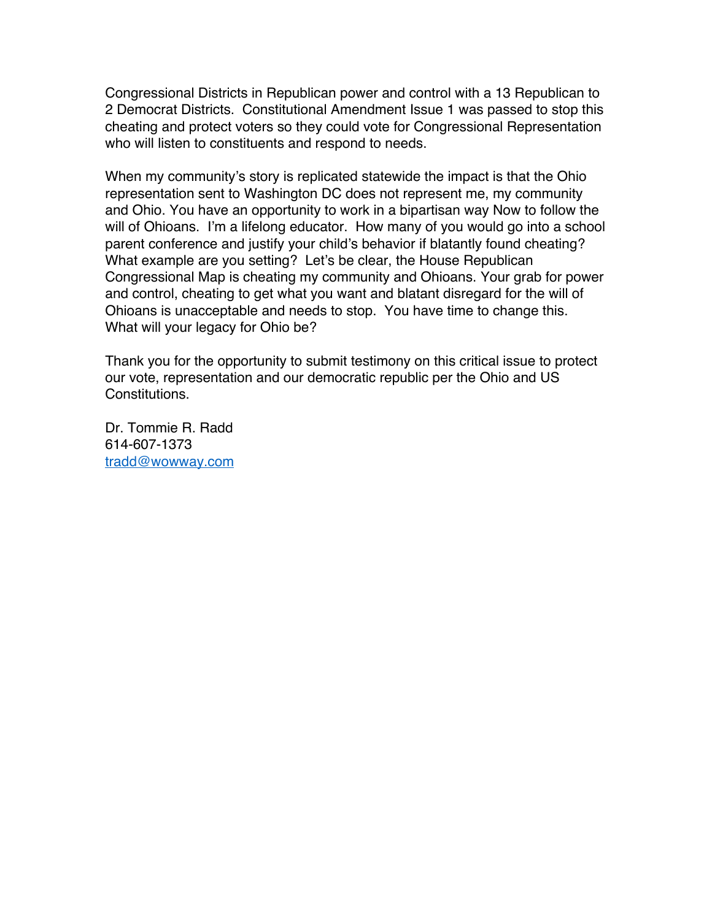Congressional Districts in Republican power and control with a 13 Republican to 2 Democrat Districts. Constitutional Amendment Issue 1 was passed to stop this cheating and protect voters so they could vote for Congressional Representation who will listen to constituents and respond to needs.

When my community's story is replicated statewide the impact is that the Ohio representation sent to Washington DC does not represent me, my community and Ohio. You have an opportunity to work in a bipartisan way Now to follow the will of Ohioans. I'm a lifelong educator. How many of you would go into a school parent conference and justify your child's behavior if blatantly found cheating? What example are you setting? Let's be clear, the House Republican Congressional Map is cheating my community and Ohioans. Your grab for power and control, cheating to get what you want and blatant disregard for the will of Ohioans is unacceptable and needs to stop. You have time to change this. What will your legacy for Ohio be?

Thank you for the opportunity to submit testimony on this critical issue to protect our vote, representation and our democratic republic per the Ohio and US Constitutions.

Dr. Tommie R. Radd
614-607-1373
tradd@wowway.com